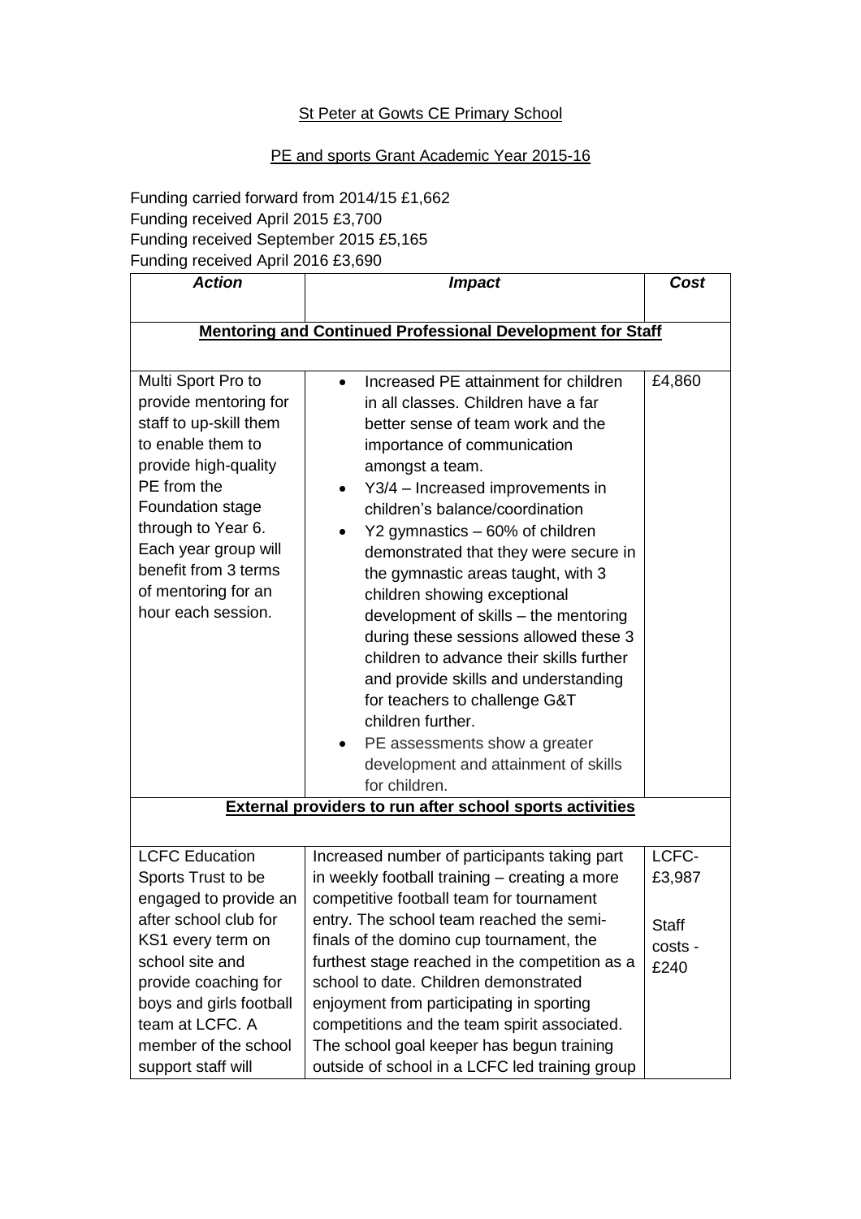St Peter at Gowts CE Primary School

PE and sports Grant Academic Year 2015-16

Funding carried forward from 2014/15 £1,662
Funding received April 2015 £3,700
Funding received September 2015 £5,165
Funding received April 2016 £3,690

| ***Action*** | ***Impact*** | ***Cost*** |
|---|---|---|
| **Mentoring and Continued Professional Development for Staff** | | |
| Multi Sport Pro to provide mentoring for staff to up-skill them to enable them to provide high-quality PE from the Foundation stage through to Year 6. Each year group will benefit from 3 terms of mentoring for an hour each session. | • Increased PE attainment for children in all classes. Children have a far better sense of team work and the importance of communication amongst a team.<br>• Y3/4 – Increased improvements in children's balance/coordination<br>• Y2 gymnastics – 60% of children demonstrated that they were secure in the gymnastic areas taught, with 3 children showing exceptional development of skills – the mentoring during these sessions allowed these 3 children to advance their skills further and provide skills and understanding for teachers to challenge G&T children further.<br>• PE assessments show a greater development and attainment of skills for children. | £4,860 |
| **External providers to run after school sports activities** | | |
| LCFC Education Sports Trust to be engaged to provide an after school club for KS1 every term on school site and provide coaching for boys and girls football team at LCFC. A member of the school support staff will | Increased number of participants taking part in weekly football training – creating a more competitive football team for tournament entry. The school team reached the semi-finals of the domino cup tournament, the furthest stage reached in the competition as a school to date. Children demonstrated enjoyment from participating in sporting competitions and the team spirit associated. The school goal keeper has begun training outside of school in a LCFC led training group | LCFC-£3,987<br><br>Staff costs - £240 |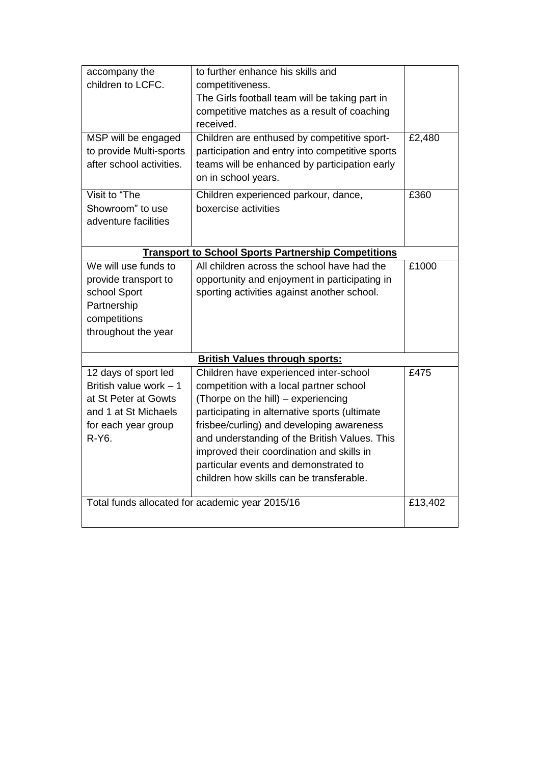| | | |
|---|---|---|
| accompany the children to LCFC. | to further enhance his skills and competitiveness.<br>The Girls football team will be taking part in competitive matches as a result of coaching received. | |
| MSP will be engaged to provide Multi-sports after school activities. | Children are enthused by competitive sport-participation and entry into competitive sports teams will be enhanced by participation early on in school years. | £2,480 |
| Visit to "The Showroom" to use adventure facilities | Children experienced parkour, dance, boxercise activities | £360 |
| **Transport to School Sports Partnership Competitions** | | |
| We will use funds to provide transport to school Sport Partnership competitions throughout the year | All children across the school have had the opportunity and enjoyment in participating in sporting activities against another school. | £1000 |
| **British Values through sports:** | | |
| 12 days of sport led British value work – 1 at St Peter at Gowts and 1 at St Michaels for each year group R-Y6. | Children have experienced inter-school competition with a local partner school (Thorpe on the hill) – experiencing participating in alternative sports (ultimate frisbee/curling) and developing awareness and understanding of the British Values. This improved their coordination and skills in particular events and demonstrated to children how skills can be transferable. | £475 |
| Total funds allocated for academic year 2015/16 | | £13,402 |